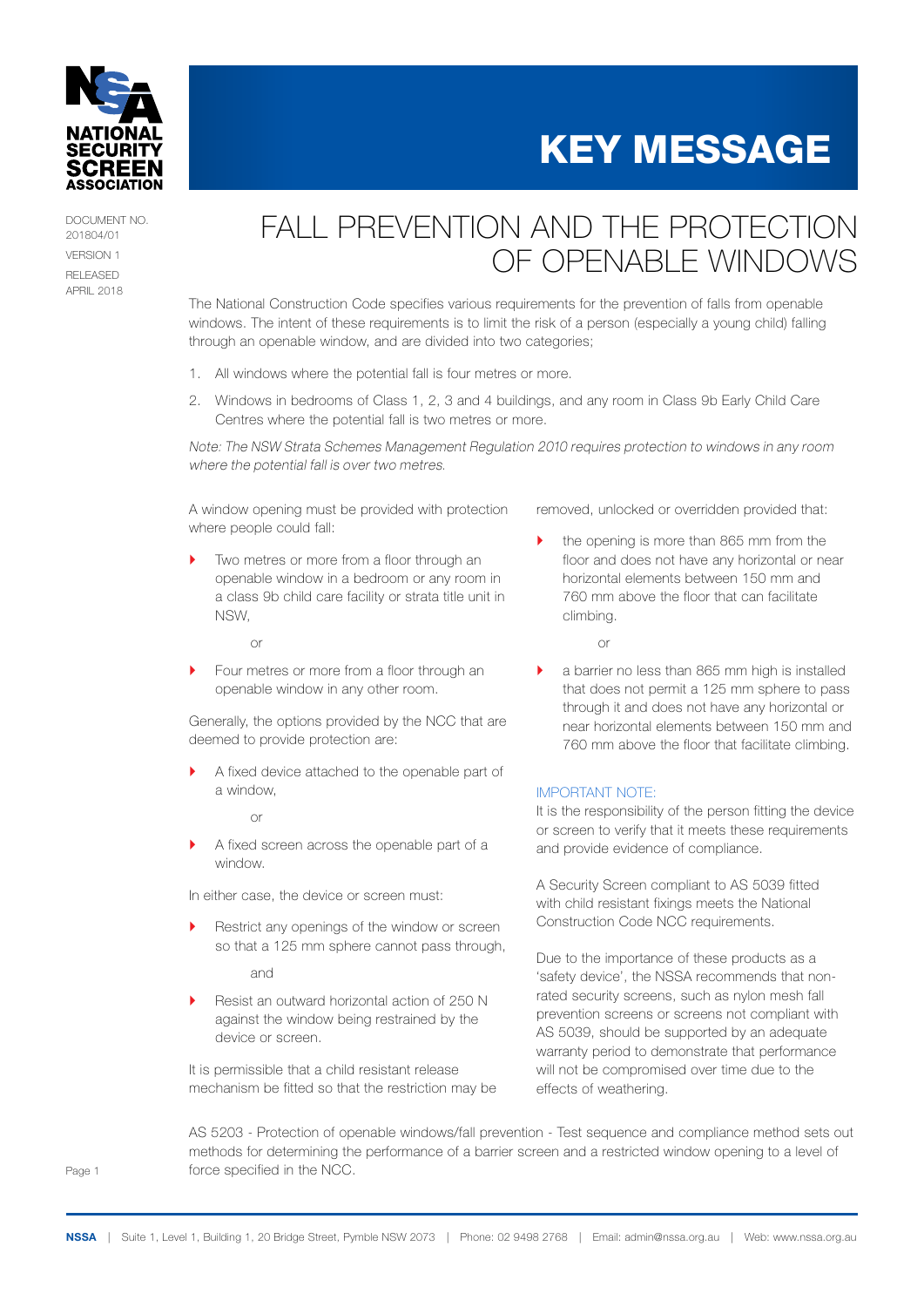# KEY MESSAGE

DOCUMENT NO. 201804/01
VERSION 1
RELEASED APRIL 2018

## FALL PREVENTION AND THE PROTECTION OF OPENABLE WINDOWS

The National Construction Code specifies various requirements for the prevention of falls from openable windows. The intent of these requirements is to limit the risk of a person (especially a young child) falling through an openable window, and are divided into two categories;

1. All windows where the potential fall is four metres or more.
2. Windows in bedrooms of Class 1, 2, 3 and 4 buildings, and any room in Class 9b Early Child Care Centres where the potential fall is two metres or more.

*Note: The NSW Strata Schemes Management Regulation 2010 requires protection to windows in any room where the potential fall is over two metres.*

A window opening must be provided with protection where people could fall:

- Two metres or more from a floor through an openable window in a bedroom or any room in a class 9b child care facility or strata title unit in NSW,

  or

- Four metres or more from a floor through an openable window in any other room.

Generally, the options provided by the NCC that are deemed to provide protection are:

- A fixed device attached to the openable part of a window,

  or

- A fixed screen across the openable part of a window.

In either case, the device or screen must:

- Restrict any openings of the window or screen so that a 125 mm sphere cannot pass through,

  and

- Resist an outward horizontal action of 250 N against the window being restrained by the device or screen.

It is permissible that a child resistant release mechanism be fitted so that the restriction may be removed, unlocked or overridden provided that:

- the opening is more than 865 mm from the floor and does not have any horizontal or near horizontal elements between 150 mm and 760 mm above the floor that can facilitate climbing.

  or

- a barrier no less than 865 mm high is installed that does not permit a 125 mm sphere to pass through it and does not have any horizontal or near horizontal elements between 150 mm and 760 mm above the floor that facilitate climbing.

IMPORTANT NOTE:
It is the responsibility of the person fitting the device or screen to verify that it meets these requirements and provide evidence of compliance.

A Security Screen compliant to AS 5039 fitted with child resistant fixings meets the National Construction Code NCC requirements.

Due to the importance of these products as a 'safety device', the NSSA recommends that non-rated security screens, such as nylon mesh fall prevention screens or screens not compliant with AS 5039, should be supported by an adequate warranty period to demonstrate that performance will not be compromised over time due to the effects of weathering.

AS 5203 - Protection of openable windows/fall prevention - Test sequence and compliance method sets out methods for determining the performance of a barrier screen and a restricted window opening to a level of force specified in the NCC.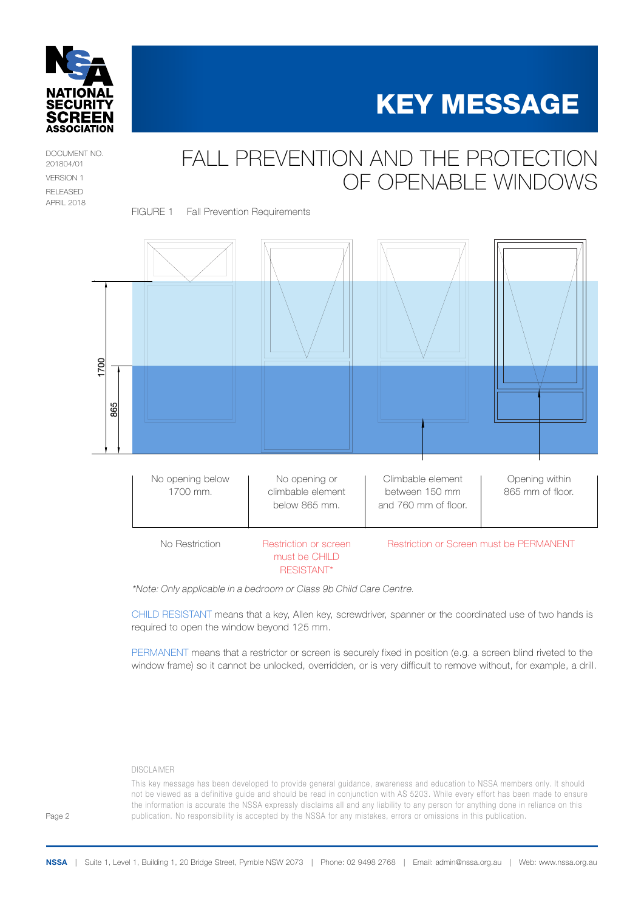# KEY MESSAGE

DOCUMENT NO. 201804/01
VERSION 1
RELEASED APRIL 2018

## FALL PREVENTION AND THE PROTECTION OF OPENABLE WINDOWS

FIGURE 1 Fall Prevention Requirements

| No opening below 1700 mm. | No opening or climbable element below 865 mm. | Climbable element between 150 mm and 760 mm of floor. | Opening within 865 mm of floor. |
|---|---|---|---|
| No Restriction | Restriction or screen must be CHILD RESISTANT* | Restriction or Screen must be PERMANENT | |

*\*Note: Only applicable in a bedroom or Class 9b Child Care Centre.*

CHILD RESISTANT means that a key, Allen key, screwdriver, spanner or the coordinated use of two hands is required to open the window beyond 125 mm.

PERMANENT means that a restrictor or screen is securely fixed in position (e.g. a screen blind riveted to the window frame) so it cannot be unlocked, overridden, or is very difficult to remove without, for example, a drill.

DISCLAIMER

This key message has been developed to provide general guidance, awareness and education to NSSA members only. It should not be viewed as a definitive guide and should be read in conjunction with AS 5203. While every effort has been made to ensure the information is accurate the NSSA expressly disclaims all and any liability to any person for anything done in reliance on this publication. No responsibility is accepted by the NSSA for any mistakes, errors or omissions in this publication.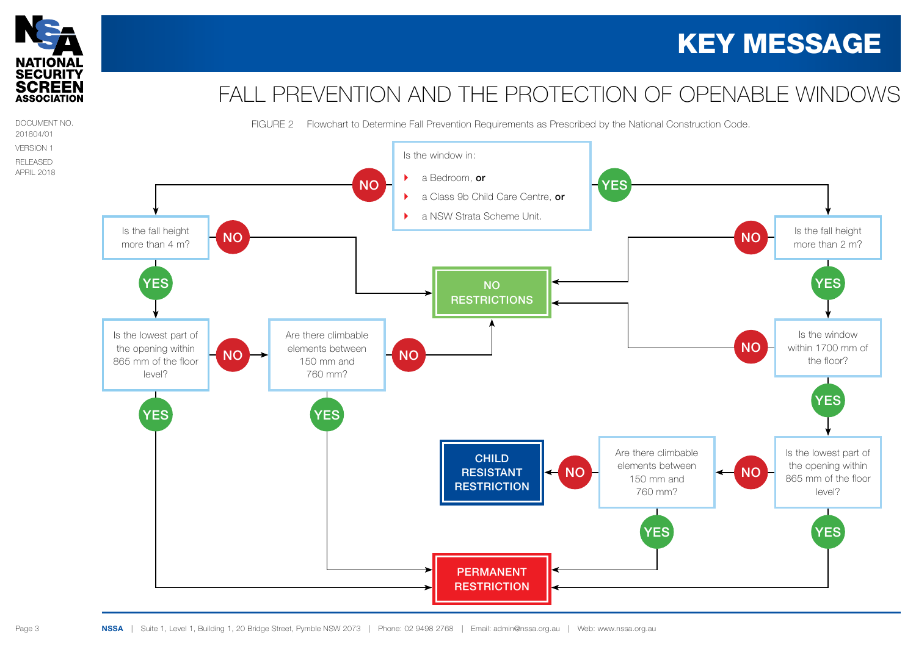# KEY MESSAGE

DOCUMENT NO. 201804/01

VERSION 1

RELEASED APRIL 2018

## FALL PREVENTION AND THE PROTECTION OF OPENABLE WINDOWS

FIGURE 2 Flowchart to Determine Fall Prevention Requirements as Prescribed by the National Construction Code.

Is the window in:

- a Bedroom, **or**
- a Class 9b Child Care Centre, **or**
- a NSW Strata Scheme Unit.

NO

Is the fall height more than 4 m?

NO

YES

Is the lowest part of the opening within 865 mm of the floor level?

NO

YES

Are there climbable elements between 150 mm and 760 mm?

NO

YES

YES

Is the fall height more than 2 m?

NO

YES

Is the window within 1700 mm of the floor?

NO

YES

Is the lowest part of the opening within 865 mm of the floor level?

NO

YES

Are there climbable elements between 150 mm and 760 mm?

NO

YES

NO RESTRICTIONS

CHILD RESISTANT RESTRICTION

PERMANENT RESTRICTION